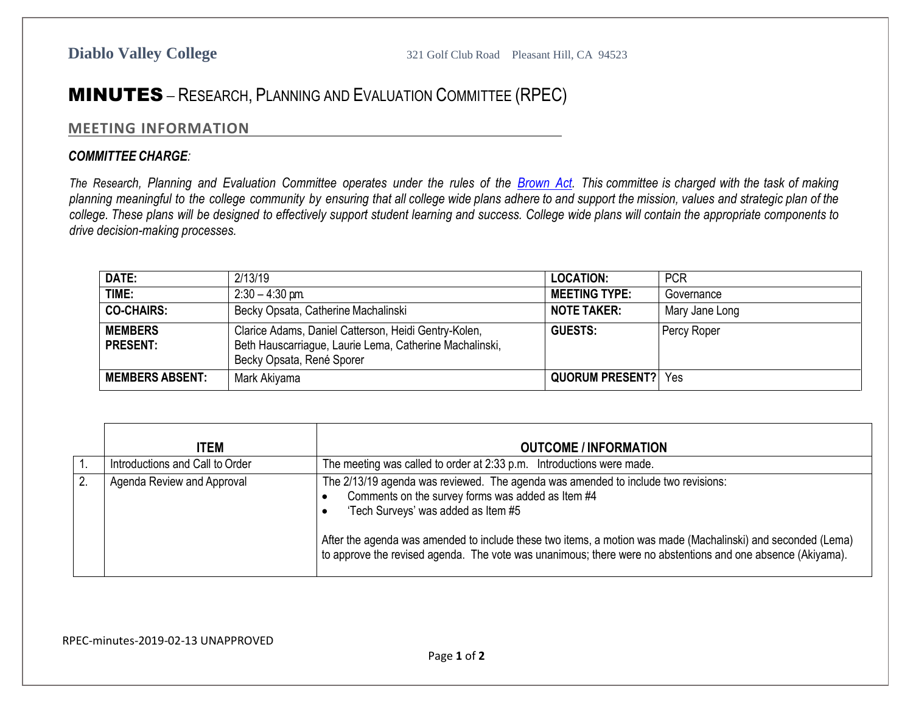**Diablo Valley College** 321 Golf Club Road Pleasant Hill, CA 94523

# MINUTES – RESEARCH, PLANNING AND EVALUATION COMMITTEE (RPEC)

## MEETING INFORMATION

***COMMITTEE CHARGE:***

*The Research, Planning and Evaluation Committee operates under the rules of the [Brown Act](). This committee is charged with the task of making planning meaningful to the college community by ensuring that all college wide plans adhere to and support the mission, values and strategic plan of the college. These plans will be designed to effectively support student learning and success. College wide plans will contain the appropriate components to drive decision-making processes.*

| | | | |
|---|---|---|---|
| **DATE:** | 2/13/19 | **LOCATION:** | PCR |
| **TIME:** | 2:30 – 4:30 pm. | **MEETING TYPE:** | Governance |
| **CO-CHAIRS:** | Becky Opsata, Catherine Machalinski | **NOTE TAKER:** | Mary Jane Long |
| **MEMBERS PRESENT:** | Clarice Adams, Daniel Catterson, Heidi Gentry-Kolen, Beth Hauscarriague, Laurie Lema, Catherine Machalinski, Becky Opsata, René Sporer | **GUESTS:** | Percy Roper |
| **MEMBERS ABSENT:** | Mark Akiyama | **QUORUM PRESENT?** | Yes |

| | ITEM | OUTCOME / INFORMATION |
|---|---|---|
| 1. | Introductions and Call to Order | The meeting was called to order at 2:33 p.m. Introductions were made. |
| 2. | Agenda Review and Approval | The 2/13/19 agenda was reviewed. The agenda was amended to include two revisions:<br>• Comments on the survey forms was added as Item #4<br>• 'Tech Surveys' was added as Item #5<br><br>After the agenda was amended to include these two items, a motion was made (Machalinski) and seconded (Lema) to approve the revised agenda. The vote was unanimous; there were no abstentions and one absence (Akiyama). |

RPEC-minutes-2019-02-13 UNAPPROVED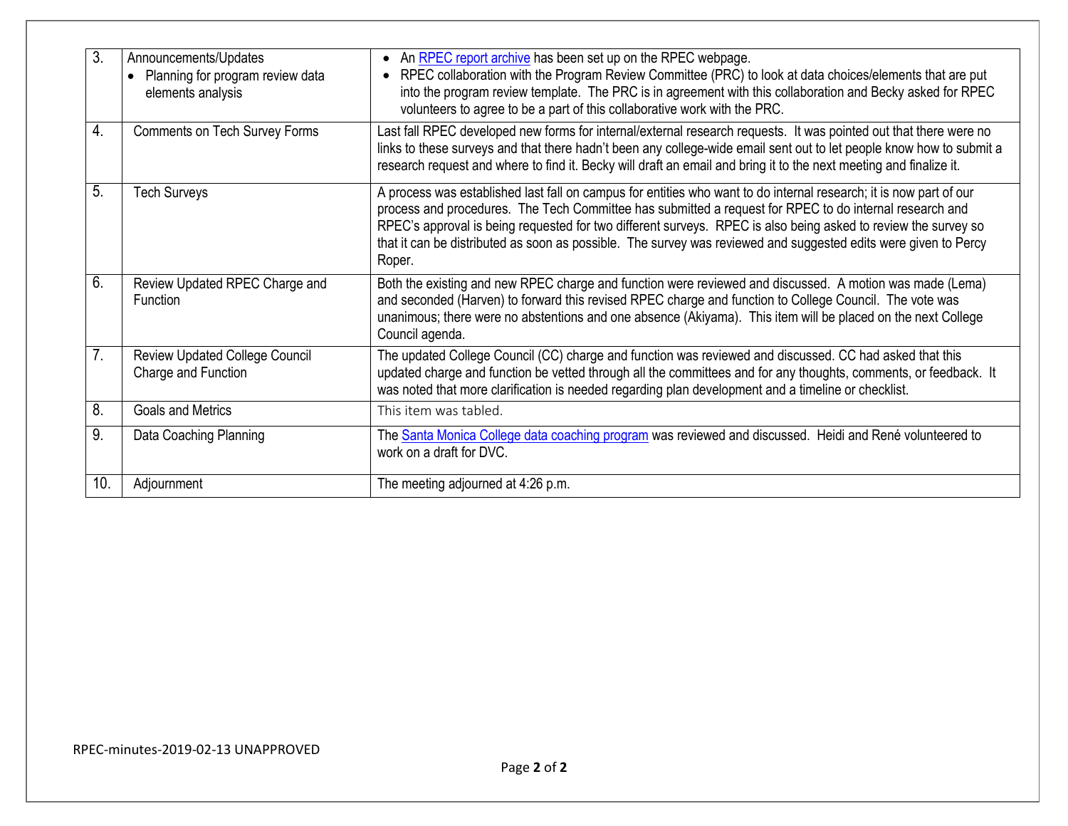| | | |
|---|---|---|
| 3. | Announcements/Updates<br>• Planning for program review data elements analysis | • An RPEC report archive has been set up on the RPEC webpage.<br>• RPEC collaboration with the Program Review Committee (PRC) to look at data choices/elements that are put into the program review template. The PRC is in agreement with this collaboration and Becky asked for RPEC volunteers to agree to be a part of this collaborative work with the PRC. |
| 4. | Comments on Tech Survey Forms | Last fall RPEC developed new forms for internal/external research requests. It was pointed out that there were no links to these surveys and that there hadn't been any college-wide email sent out to let people know how to submit a research request and where to find it. Becky will draft an email and bring it to the next meeting and finalize it. |
| 5. | Tech Surveys | A process was established last fall on campus for entities who want to do internal research; it is now part of our process and procedures. The Tech Committee has submitted a request for RPEC to do internal research and RPEC's approval is being requested for two different surveys. RPEC is also being asked to review the survey so that it can be distributed as soon as possible. The survey was reviewed and suggested edits were given to Percy Roper. |
| 6. | Review Updated RPEC Charge and Function | Both the existing and new RPEC charge and function were reviewed and discussed. A motion was made (Lema) and seconded (Harven) to forward this revised RPEC charge and function to College Council. The vote was unanimous; there were no abstentions and one absence (Akiyama). This item will be placed on the next College Council agenda. |
| 7. | Review Updated College Council Charge and Function | The updated College Council (CC) charge and function was reviewed and discussed. CC had asked that this updated charge and function be vetted through all the committees and for any thoughts, comments, or feedback. It was noted that more clarification is needed regarding plan development and a timeline or checklist. |
| 8. | Goals and Metrics | This item was tabled. |
| 9. | Data Coaching Planning | The Santa Monica College data coaching program was reviewed and discussed. Heidi and René volunteered to work on a draft for DVC. |
| 10. | Adjournment | The meeting adjourned at 4:26 p.m. |

RPEC-minutes-2019-02-13 UNAPPROVED